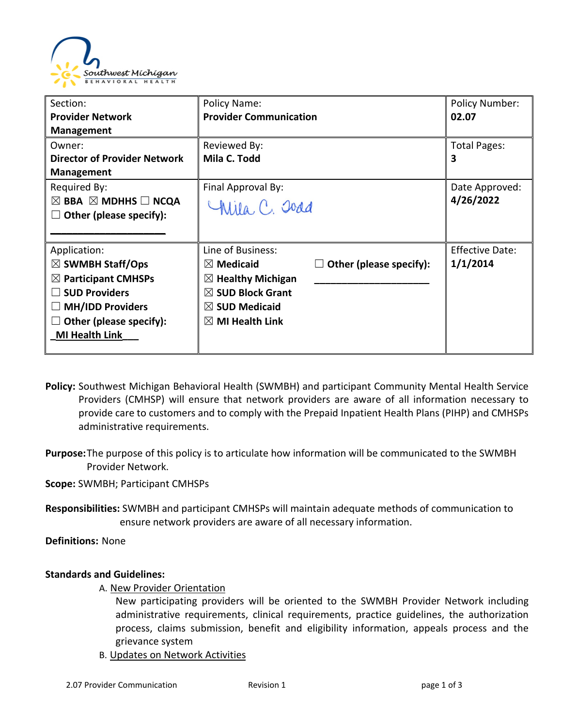| Section: **Provider Network Management** | Policy Name: **Provider Communication** | | Policy Number: **02.07** |
|---|---|---|---|
| Owner: **Director of Provider Network Management** | Reviewed By: **Mila C. Todd** | | Total Pages: **3** |
| Required By: ☒ **BBA** ☒ **MDHHS** ☐ **NCQA** ☐ **Other (please specify):** ____________________ | Final Approval By: Mila C. Todd | | Date Approved: **4/26/2022** |
| Application: ☒ **SWMBH Staff/Ops** ☒ **Participant CMHSPs** ☐ **SUD Providers** ☐ **MH/IDD Providers** ☐ **Other (please specify):** **_MI Health Link___** | Line of Business: ☒ **Medicaid** ☒ **Healthy Michigan** ☒ **SUD Block Grant** ☒ **SUD Medicaid** ☒ **MI Health Link** | ☐ **Other (please specify):** ____________________ | Effective Date: **1/1/2014** |

**Policy:** Southwest Michigan Behavioral Health (SWMBH) and participant Community Mental Health Service Providers (CMHSP) will ensure that network providers are aware of all information necessary to provide care to customers and to comply with the Prepaid Inpatient Health Plans (PIHP) and CMHSPs administrative requirements.

**Purpose:** The purpose of this policy is to articulate how information will be communicated to the SWMBH Provider Network.

**Scope:** SWMBH; Participant CMHSPs

**Responsibilities:** SWMBH and participant CMHSPs will maintain adequate methods of communication to ensure network providers are aware of all necessary information.

**Definitions:** None

**Standards and Guidelines:**

A. New Provider Orientation

New participating providers will be oriented to the SWMBH Provider Network including administrative requirements, clinical requirements, practice guidelines, the authorization process, claims submission, benefit and eligibility information, appeals process and the grievance system

B. Updates on Network Activities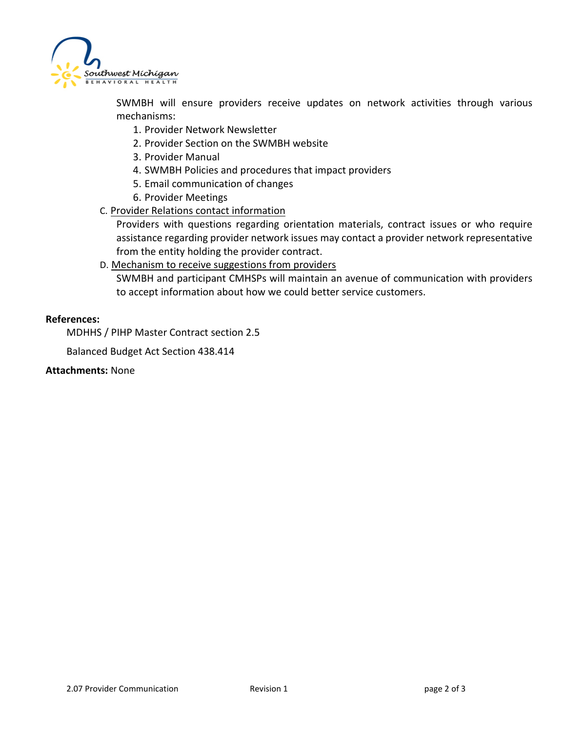SWMBH will ensure providers receive updates on network activities through various mechanisms:

1. Provider Network Newsletter
2. Provider Section on the SWMBH website
3. Provider Manual
4. SWMBH Policies and procedures that impact providers
5. Email communication of changes
6. Provider Meetings

C. Provider Relations contact information

Providers with questions regarding orientation materials, contract issues or who require assistance regarding provider network issues may contact a provider network representative from the entity holding the provider contract.

D. Mechanism to receive suggestions from providers

SWMBH and participant CMHSPs will maintain an avenue of communication with providers to accept information about how we could better service customers.

**References:**

MDHHS / PIHP Master Contract section 2.5

Balanced Budget Act Section 438.414

**Attachments:** None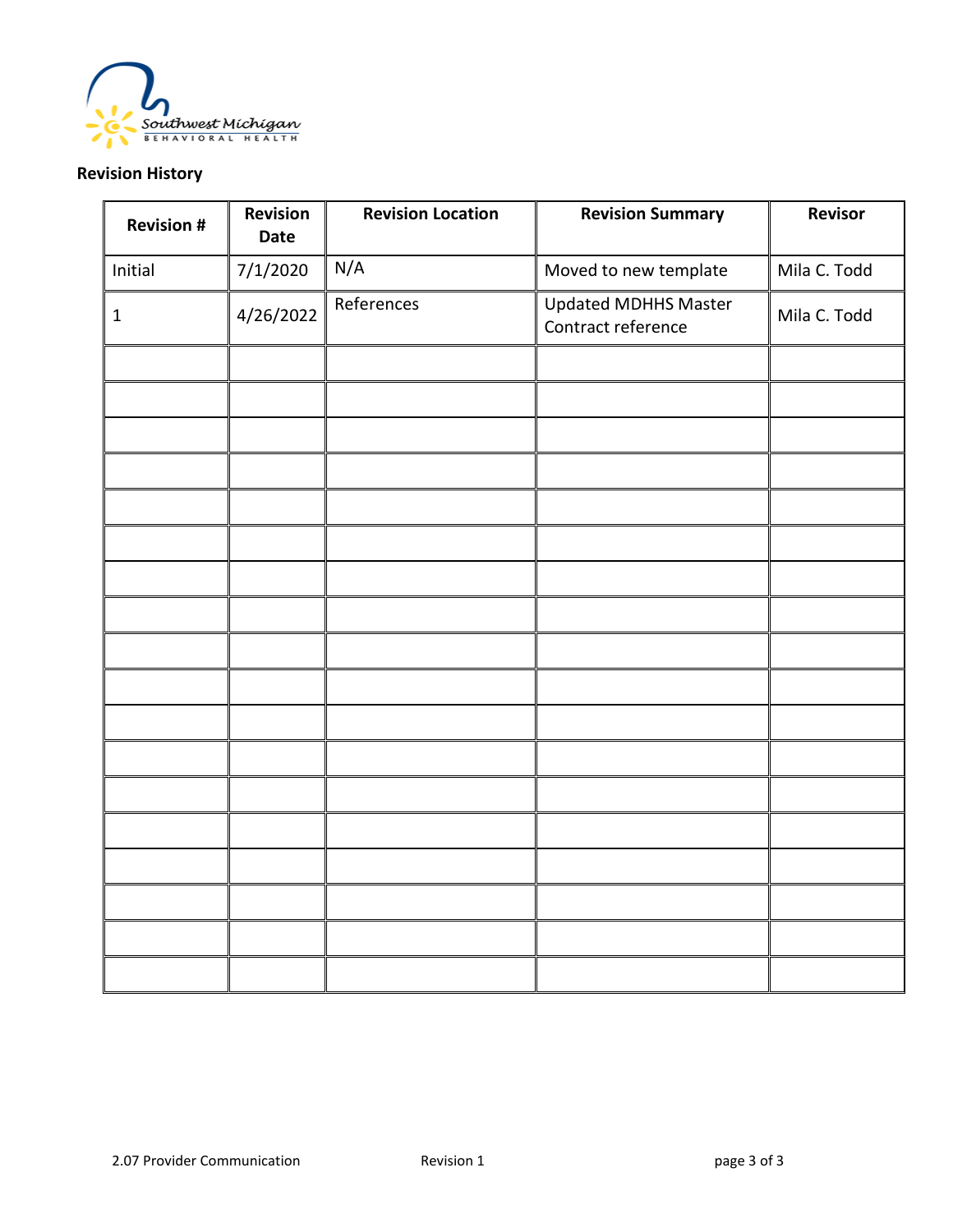**Revision History**

| Revision # | Revision Date | Revision Location | Revision Summary | Revisor |
|---|---|---|---|---|
| Initial | 7/1/2020 | N/A | Moved to new template | Mila C. Todd |
| 1 | 4/26/2022 | References | Updated MDHHS Master Contract reference | Mila C. Todd |
| | | | | |
| | | | | |
| | | | | |
| | | | | |
| | | | | |
| | | | | |
| | | | | |
| | | | | |
| | | | | |
| | | | | |
| | | | | |
| | | | | |
| | | | | |
| | | | | |
| | | | | |
| | | | | |
| | | | | |
| | | | | |